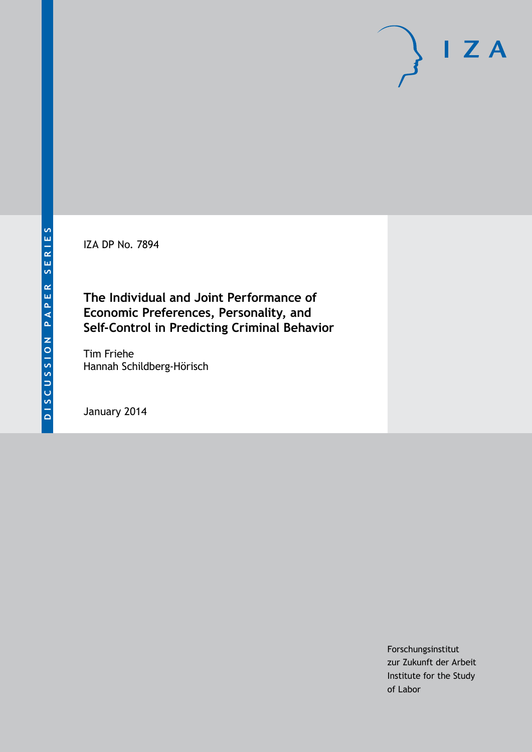IZA DP No. 7894

# The Individual and Joint Performance of Economic Preferences, Personality, and Self-Control in Predicting Criminal Behavior

Tim Friehe
Hannah Schildberg-Hörisch

January 2014

Forschungsinstitut
zur Zukunft der Arbeit
Institute for the Study
of Labor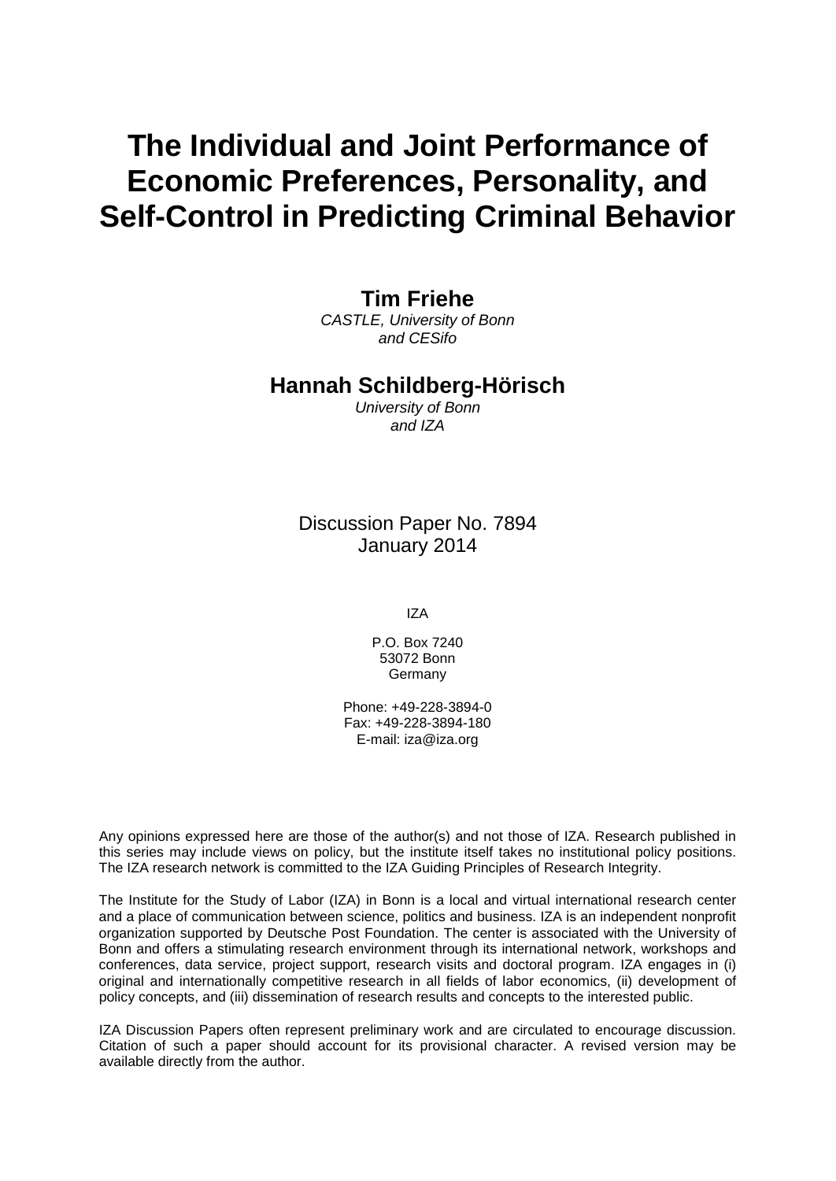# The Individual and Joint Performance of Economic Preferences, Personality, and Self-Control in Predicting Criminal Behavior

**Tim Friehe**

*CASTLE, University of Bonn and CESifo*

**Hannah Schildberg-Hörisch**

*University of Bonn and IZA*

Discussion Paper No. 7894
January 2014

IZA

P.O. Box 7240
53072 Bonn
Germany

Phone: +49-228-3894-0
Fax: +49-228-3894-180
E-mail: iza@iza.org

Any opinions expressed here are those of the author(s) and not those of IZA. Research published in this series may include views on policy, but the institute itself takes no institutional policy positions. The IZA research network is committed to the IZA Guiding Principles of Research Integrity.

The Institute for the Study of Labor (IZA) in Bonn is a local and virtual international research center and a place of communication between science, politics and business. IZA is an independent nonprofit organization supported by Deutsche Post Foundation. The center is associated with the University of Bonn and offers a stimulating research environment through its international network, workshops and conferences, data service, project support, research visits and doctoral program. IZA engages in (i) original and internationally competitive research in all fields of labor economics, (ii) development of policy concepts, and (iii) dissemination of research results and concepts to the interested public.

IZA Discussion Papers often represent preliminary work and are circulated to encourage discussion. Citation of such a paper should account for its provisional character. A revised version may be available directly from the author.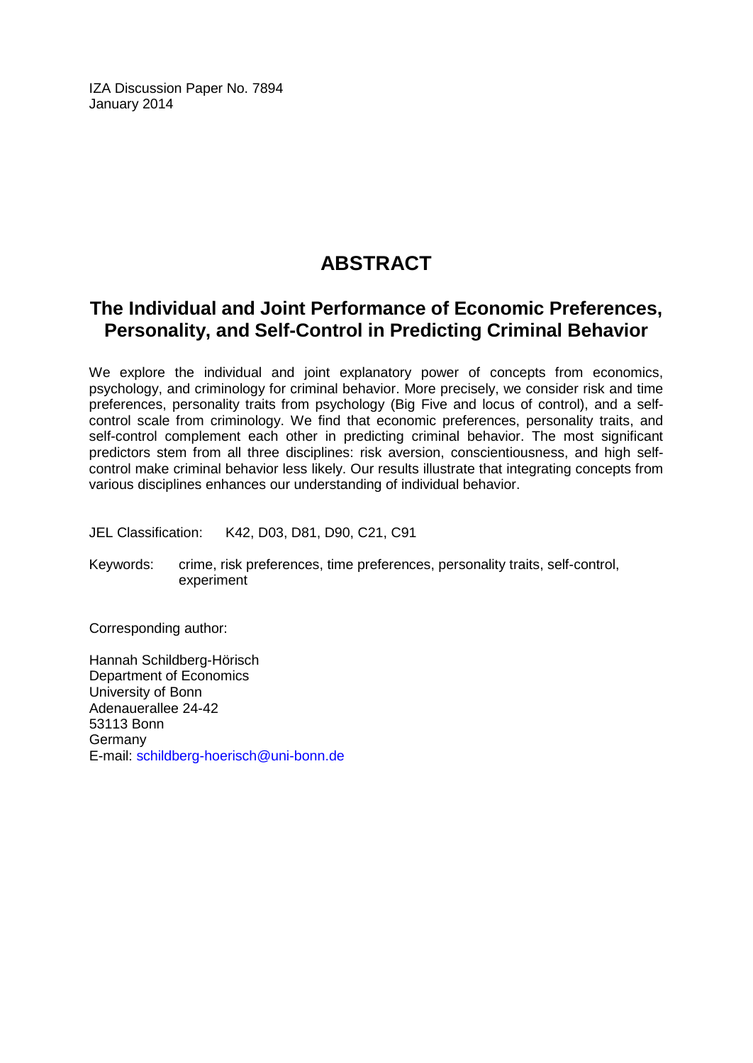IZA Discussion Paper No. 7894
January 2014

# ABSTRACT

## The Individual and Joint Performance of Economic Preferences, Personality, and Self-Control in Predicting Criminal Behavior

We explore the individual and joint explanatory power of concepts from economics, psychology, and criminology for criminal behavior. More precisely, we consider risk and time preferences, personality traits from psychology (Big Five and locus of control), and a self-control scale from criminology. We find that economic preferences, personality traits, and self-control complement each other in predicting criminal behavior. The most significant predictors stem from all three disciplines: risk aversion, conscientiousness, and high self-control make criminal behavior less likely. Our results illustrate that integrating concepts from various disciplines enhances our understanding of individual behavior.

JEL Classification: K42, D03, D81, D90, C21, C91

Keywords: crime, risk preferences, time preferences, personality traits, self-control, experiment

Corresponding author:

Hannah Schildberg-Hörisch
Department of Economics
University of Bonn
Adenauerallee 24-42
53113 Bonn
Germany
E-mail: schildberg-hoerisch@uni-bonn.de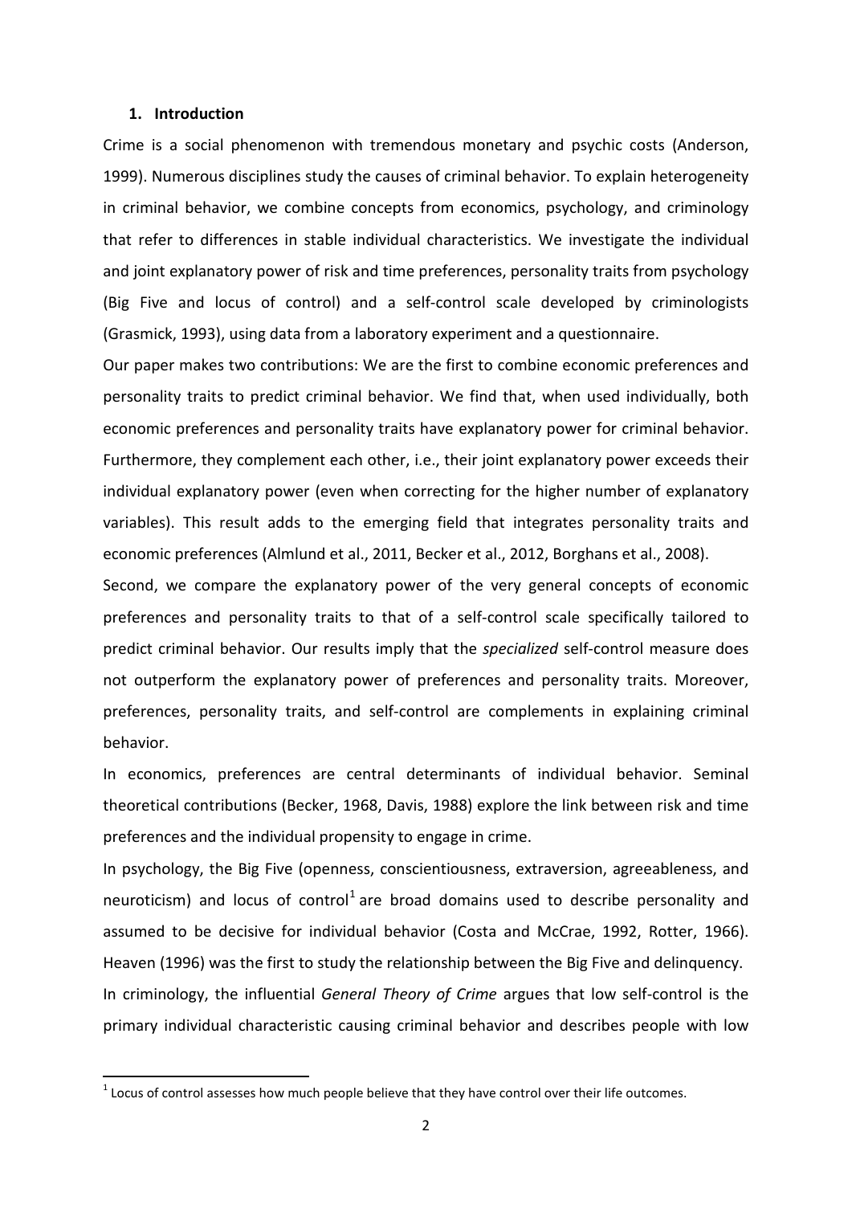## 1. Introduction

Crime is a social phenomenon with tremendous monetary and psychic costs (Anderson, 1999). Numerous disciplines study the causes of criminal behavior. To explain heterogeneity in criminal behavior, we combine concepts from economics, psychology, and criminology that refer to differences in stable individual characteristics. We investigate the individual and joint explanatory power of risk and time preferences, personality traits from psychology (Big Five and locus of control) and a self-control scale developed by criminologists (Grasmick, 1993), using data from a laboratory experiment and a questionnaire.

Our paper makes two contributions: We are the first to combine economic preferences and personality traits to predict criminal behavior. We find that, when used individually, both economic preferences and personality traits have explanatory power for criminal behavior. Furthermore, they complement each other, i.e., their joint explanatory power exceeds their individual explanatory power (even when correcting for the higher number of explanatory variables). This result adds to the emerging field that integrates personality traits and economic preferences (Almlund et al., 2011, Becker et al., 2012, Borghans et al., 2008).

Second, we compare the explanatory power of the very general concepts of economic preferences and personality traits to that of a self-control scale specifically tailored to predict criminal behavior. Our results imply that the *specialized* self-control measure does not outperform the explanatory power of preferences and personality traits. Moreover, preferences, personality traits, and self-control are complements in explaining criminal behavior.

In economics, preferences are central determinants of individual behavior. Seminal theoretical contributions (Becker, 1968, Davis, 1988) explore the link between risk and time preferences and the individual propensity to engage in crime.

In psychology, the Big Five (openness, conscientiousness, extraversion, agreeableness, and neuroticism) and locus of control[1] are broad domains used to describe personality and assumed to be decisive for individual behavior (Costa and McCrae, 1992, Rotter, 1966). Heaven (1996) was the first to study the relationship between the Big Five and delinquency.

In criminology, the influential *General Theory of Crime* argues that low self-control is the primary individual characteristic causing criminal behavior and describes people with low

[1] Locus of control assesses how much people believe that they have control over their life outcomes.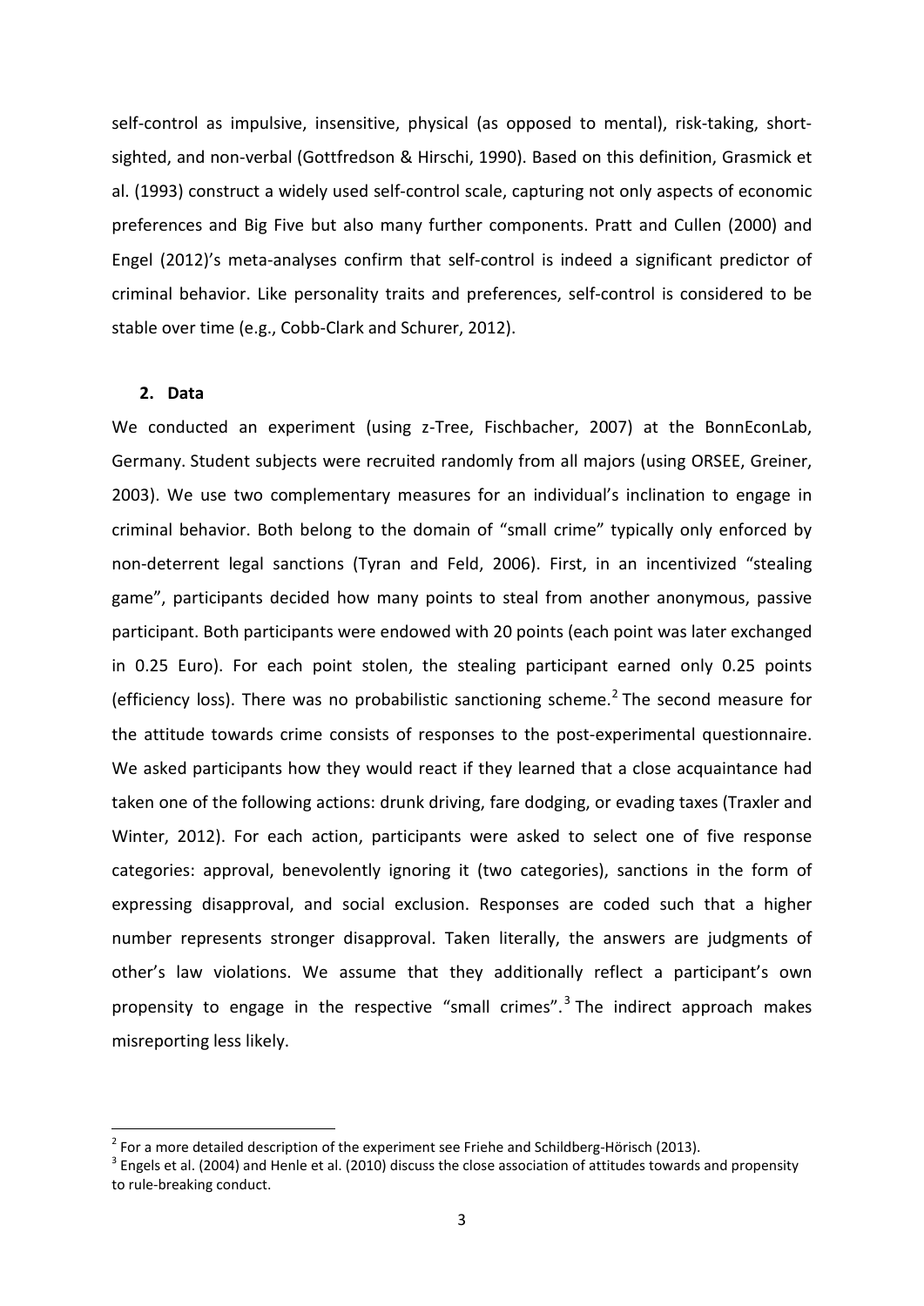self-control as impulsive, insensitive, physical (as opposed to mental), risk-taking, short-sighted, and non-verbal (Gottfredson & Hirschi, 1990). Based on this definition, Grasmick et al. (1993) construct a widely used self-control scale, capturing not only aspects of economic preferences and Big Five but also many further components. Pratt and Cullen (2000) and Engel (2012)'s meta-analyses confirm that self-control is indeed a significant predictor of criminal behavior. Like personality traits and preferences, self-control is considered to be stable over time (e.g., Cobb-Clark and Schurer, 2012).

## 2. Data

We conducted an experiment (using z-Tree, Fischbacher, 2007) at the BonnEconLab, Germany. Student subjects were recruited randomly from all majors (using ORSEE, Greiner, 2003). We use two complementary measures for an individual's inclination to engage in criminal behavior. Both belong to the domain of "small crime" typically only enforced by non-deterrent legal sanctions (Tyran and Feld, 2006). First, in an incentivized "stealing game", participants decided how many points to steal from another anonymous, passive participant. Both participants were endowed with 20 points (each point was later exchanged in 0.25 Euro). For each point stolen, the stealing participant earned only 0.25 points (efficiency loss). There was no probabilistic sanctioning scheme.[2] The second measure for the attitude towards crime consists of responses to the post-experimental questionnaire. We asked participants how they would react if they learned that a close acquaintance had taken one of the following actions: drunk driving, fare dodging, or evading taxes (Traxler and Winter, 2012). For each action, participants were asked to select one of five response categories: approval, benevolently ignoring it (two categories), sanctions in the form of expressing disapproval, and social exclusion. Responses are coded such that a higher number represents stronger disapproval. Taken literally, the answers are judgments of other's law violations. We assume that they additionally reflect a participant's own propensity to engage in the respective "small crimes".[3] The indirect approach makes misreporting less likely.

---

[2] For a more detailed description of the experiment see Friehe and Schildberg-Hörisch (2013).

[3] Engels et al. (2004) and Henle et al. (2010) discuss the close association of attitudes towards and propensity to rule-breaking conduct.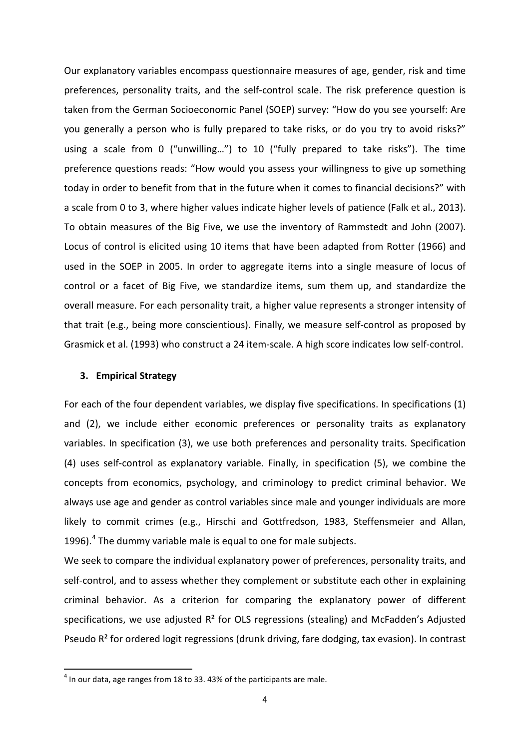Our explanatory variables encompass questionnaire measures of age, gender, risk and time preferences, personality traits, and the self-control scale. The risk preference question is taken from the German Socioeconomic Panel (SOEP) survey: "How do you see yourself: Are you generally a person who is fully prepared to take risks, or do you try to avoid risks?" using a scale from 0 ("unwilling…") to 10 ("fully prepared to take risks"). The time preference questions reads: "How would you assess your willingness to give up something today in order to benefit from that in the future when it comes to financial decisions?" with a scale from 0 to 3, where higher values indicate higher levels of patience (Falk et al., 2013). To obtain measures of the Big Five, we use the inventory of Rammstedt and John (2007). Locus of control is elicited using 10 items that have been adapted from Rotter (1966) and used in the SOEP in 2005. In order to aggregate items into a single measure of locus of control or a facet of Big Five, we standardize items, sum them up, and standardize the overall measure. For each personality trait, a higher value represents a stronger intensity of that trait (e.g., being more conscientious). Finally, we measure self-control as proposed by Grasmick et al. (1993) who construct a 24 item-scale. A high score indicates low self-control.

## 3. Empirical Strategy

For each of the four dependent variables, we display five specifications. In specifications (1) and (2), we include either economic preferences or personality traits as explanatory variables. In specification (3), we use both preferences and personality traits. Specification (4) uses self-control as explanatory variable. Finally, in specification (5), we combine the concepts from economics, psychology, and criminology to predict criminal behavior. We always use age and gender as control variables since male and younger individuals are more likely to commit crimes (e.g., Hirschi and Gottfredson, 1983, Steffensmeier and Allan, 1996).[4] The dummy variable male is equal to one for male subjects.

We seek to compare the individual explanatory power of preferences, personality traits, and self-control, and to assess whether they complement or substitute each other in explaining criminal behavior. As a criterion for comparing the explanatory power of different specifications, we use adjusted $R^2$ for OLS regressions (stealing) and McFadden's Adjusted Pseudo $R^2$ for ordered logit regressions (drunk driving, fare dodging, tax evasion). In contrast

[4] In our data, age ranges from 18 to 33. 43% of the participants are male.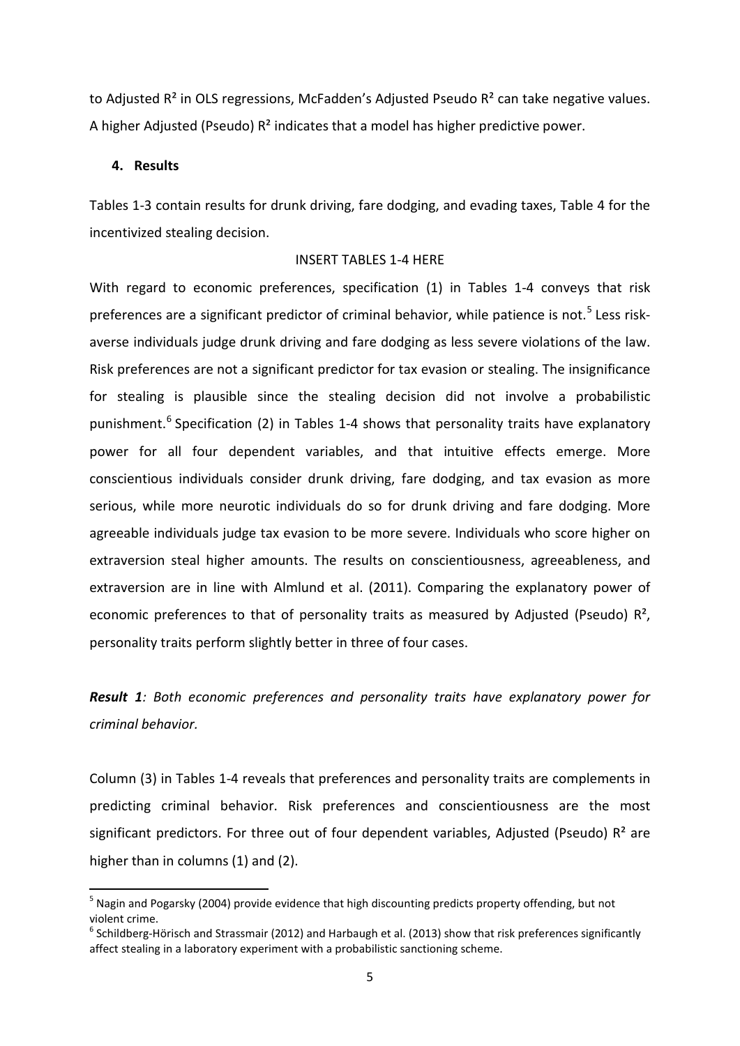to Adjusted $R^2$ in OLS regressions, McFadden's Adjusted Pseudo $R^2$ can take negative values. A higher Adjusted (Pseudo) $R^2$ indicates that a model has higher predictive power.

## 4. Results

Tables 1-3 contain results for drunk driving, fare dodging, and evading taxes, Table 4 for the incentivized stealing decision.

INSERT TABLES 1-4 HERE

With regard to economic preferences, specification (1) in Tables 1-4 conveys that risk preferences are a significant predictor of criminal behavior, while patience is not.[5] Less risk-averse individuals judge drunk driving and fare dodging as less severe violations of the law. Risk preferences are not a significant predictor for tax evasion or stealing. The insignificance for stealing is plausible since the stealing decision did not involve a probabilistic punishment.[6] Specification (2) in Tables 1-4 shows that personality traits have explanatory power for all four dependent variables, and that intuitive effects emerge. More conscientious individuals consider drunk driving, fare dodging, and tax evasion as more serious, while more neurotic individuals do so for drunk driving and fare dodging. More agreeable individuals judge tax evasion to be more severe. Individuals who score higher on extraversion steal higher amounts. The results on conscientiousness, agreeableness, and extraversion are in line with Almlund et al. (2011). Comparing the explanatory power of economic preferences to that of personality traits as measured by Adjusted (Pseudo) $R^2$, personality traits perform slightly better in three of four cases.

***Result 1**: Both economic preferences and personality traits have explanatory power for criminal behavior.*

Column (3) in Tables 1-4 reveals that preferences and personality traits are complements in predicting criminal behavior. Risk preferences and conscientiousness are the most significant predictors. For three out of four dependent variables, Adjusted (Pseudo) $R^2$ are higher than in columns (1) and (2).

[5] Nagin and Pogarsky (2004) provide evidence that high discounting predicts property offending, but not violent crime.

[6] Schildberg-Hörisch and Strassmair (2012) and Harbaugh et al. (2013) show that risk preferences significantly affect stealing in a laboratory experiment with a probabilistic sanctioning scheme.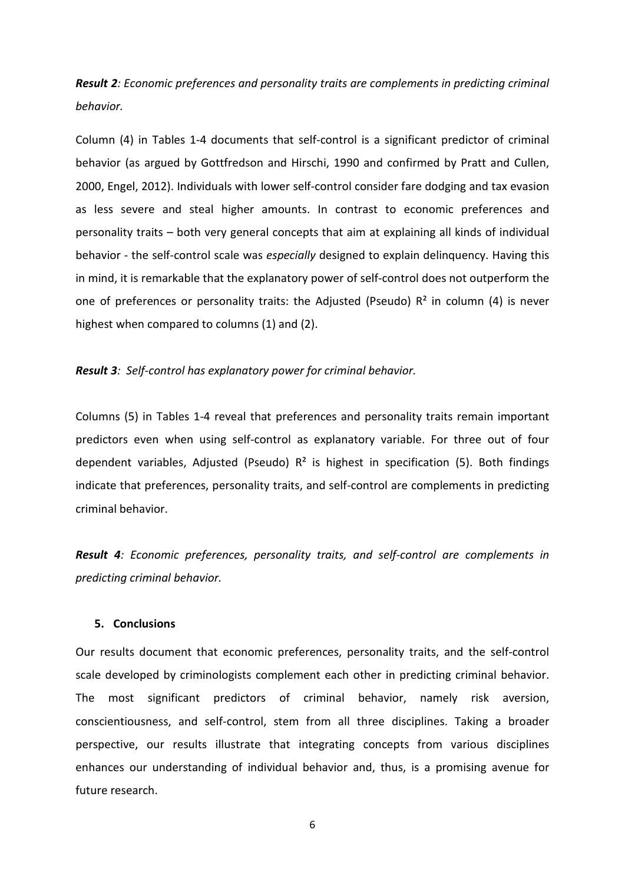***Result 2**: Economic preferences and personality traits are complements in predicting criminal behavior.*

Column (4) in Tables 1-4 documents that self-control is a significant predictor of criminal behavior (as argued by Gottfredson and Hirschi, 1990 and confirmed by Pratt and Cullen, 2000, Engel, 2012). Individuals with lower self-control consider fare dodging and tax evasion as less severe and steal higher amounts. In contrast to economic preferences and personality traits – both very general concepts that aim at explaining all kinds of individual behavior - the self-control scale was *especially* designed to explain delinquency. Having this in mind, it is remarkable that the explanatory power of self-control does not outperform the one of preferences or personality traits: the Adjusted (Pseudo) $R^2$ in column (4) is never highest when compared to columns (1) and (2).

***Result 3**: Self-control has explanatory power for criminal behavior.*

Columns (5) in Tables 1-4 reveal that preferences and personality traits remain important predictors even when using self-control as explanatory variable. For three out of four dependent variables, Adjusted (Pseudo) $R^2$ is highest in specification (5). Both findings indicate that preferences, personality traits, and self-control are complements in predicting criminal behavior.

***Result 4**: Economic preferences, personality traits, and self-control are complements in predicting criminal behavior.*

## 5. Conclusions

Our results document that economic preferences, personality traits, and the self-control scale developed by criminologists complement each other in predicting criminal behavior. The most significant predictors of criminal behavior, namely risk aversion, conscientiousness, and self-control, stem from all three disciplines. Taking a broader perspective, our results illustrate that integrating concepts from various disciplines enhances our understanding of individual behavior and, thus, is a promising avenue for future research.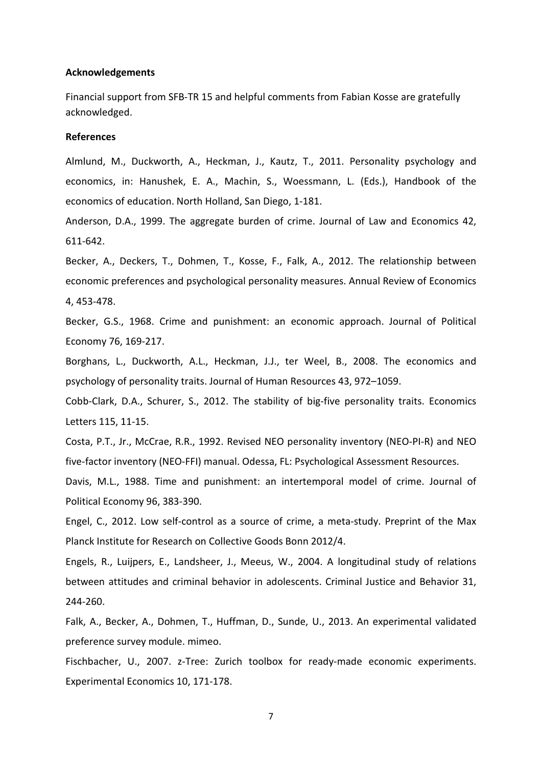**Acknowledgements**

Financial support from SFB-TR 15 and helpful comments from Fabian Kosse are gratefully acknowledged.

**References**

Almlund, M., Duckworth, A., Heckman, J., Kautz, T., 2011. Personality psychology and economics, in: Hanushek, E. A., Machin, S., Woessmann, L. (Eds.), Handbook of the economics of education. North Holland, San Diego, 1-181.

Anderson, D.A., 1999. The aggregate burden of crime. Journal of Law and Economics 42, 611-642.

Becker, A., Deckers, T., Dohmen, T., Kosse, F., Falk, A., 2012. The relationship between economic preferences and psychological personality measures. Annual Review of Economics 4, 453-478.

Becker, G.S., 1968. Crime and punishment: an economic approach. Journal of Political Economy 76, 169-217.

Borghans, L., Duckworth, A.L., Heckman, J.J., ter Weel, B., 2008. The economics and psychology of personality traits. Journal of Human Resources 43, 972–1059.

Cobb-Clark, D.A., Schurer, S., 2012. The stability of big-five personality traits. Economics Letters 115, 11-15.

Costa, P.T., Jr., McCrae, R.R., 1992. Revised NEO personality inventory (NEO-PI-R) and NEO five-factor inventory (NEO-FFI) manual. Odessa, FL: Psychological Assessment Resources.

Davis, M.L., 1988. Time and punishment: an intertemporal model of crime. Journal of Political Economy 96, 383-390.

Engel, C., 2012. Low self-control as a source of crime, a meta-study. Preprint of the Max Planck Institute for Research on Collective Goods Bonn 2012/4.

Engels, R., Luijpers, E., Landsheer, J., Meeus, W., 2004. A longitudinal study of relations between attitudes and criminal behavior in adolescents. Criminal Justice and Behavior 31, 244-260.

Falk, A., Becker, A., Dohmen, T., Huffman, D., Sunde, U., 2013. An experimental validated preference survey module. mimeo.

Fischbacher, U., 2007. z-Tree: Zurich toolbox for ready-made economic experiments. Experimental Economics 10, 171-178.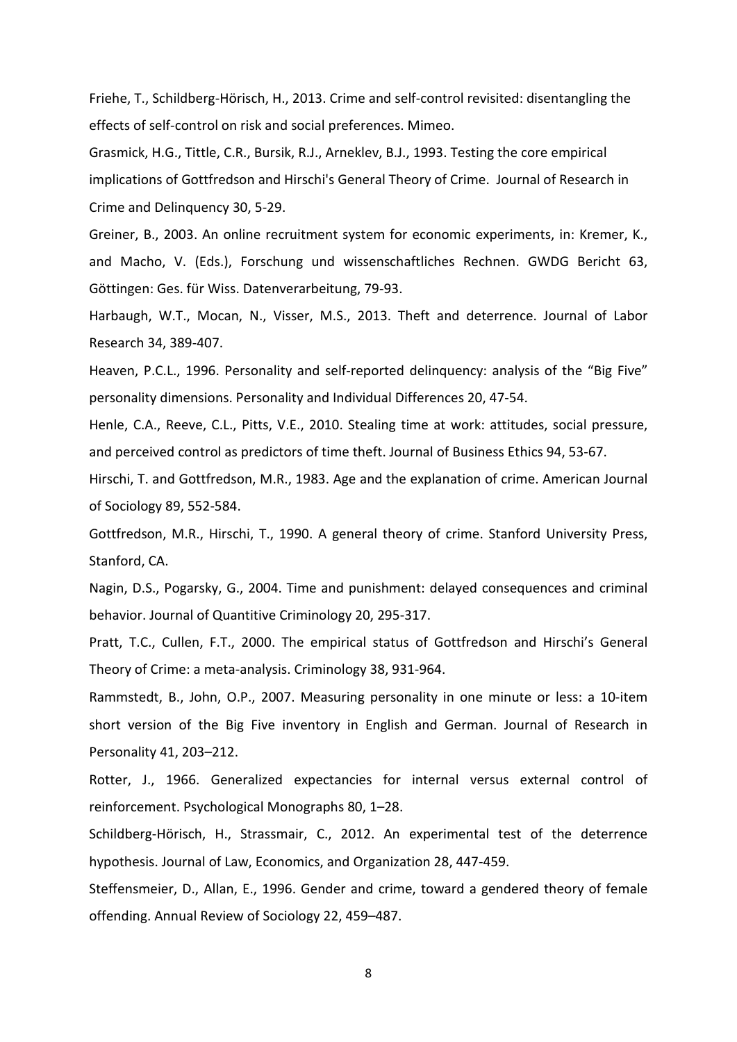Friehe, T., Schildberg-Hörisch, H., 2013. Crime and self-control revisited: disentangling the effects of self-control on risk and social preferences. Mimeo.

Grasmick, H.G., Tittle, C.R., Bursik, R.J., Arneklev, B.J., 1993. Testing the core empirical implications of Gottfredson and Hirschi's General Theory of Crime. Journal of Research in Crime and Delinquency 30, 5-29.

Greiner, B., 2003. An online recruitment system for economic experiments, in: Kremer, K., and Macho, V. (Eds.), Forschung und wissenschaftliches Rechnen. GWDG Bericht 63, Göttingen: Ges. für Wiss. Datenverarbeitung, 79-93.

Harbaugh, W.T., Mocan, N., Visser, M.S., 2013. Theft and deterrence. Journal of Labor Research 34, 389-407.

Heaven, P.C.L., 1996. Personality and self-reported delinquency: analysis of the "Big Five" personality dimensions. Personality and Individual Differences 20, 47-54.

Henle, C.A., Reeve, C.L., Pitts, V.E., 2010. Stealing time at work: attitudes, social pressure, and perceived control as predictors of time theft. Journal of Business Ethics 94, 53-67.

Hirschi, T. and Gottfredson, M.R., 1983. Age and the explanation of crime. American Journal of Sociology 89, 552-584.

Gottfredson, M.R., Hirschi, T., 1990. A general theory of crime. Stanford University Press, Stanford, CA.

Nagin, D.S., Pogarsky, G., 2004. Time and punishment: delayed consequences and criminal behavior. Journal of Quantitive Criminology 20, 295-317.

Pratt, T.C., Cullen, F.T., 2000. The empirical status of Gottfredson and Hirschi's General Theory of Crime: a meta-analysis. Criminology 38, 931-964.

Rammstedt, B., John, O.P., 2007. Measuring personality in one minute or less: a 10-item short version of the Big Five inventory in English and German. Journal of Research in Personality 41, 203–212.

Rotter, J., 1966. Generalized expectancies for internal versus external control of reinforcement. Psychological Monographs 80, 1–28.

Schildberg-Hörisch, H., Strassmair, C., 2012. An experimental test of the deterrence hypothesis. Journal of Law, Economics, and Organization 28, 447-459.

Steffensmeier, D., Allan, E., 1996. Gender and crime, toward a gendered theory of female offending. Annual Review of Sociology 22, 459–487.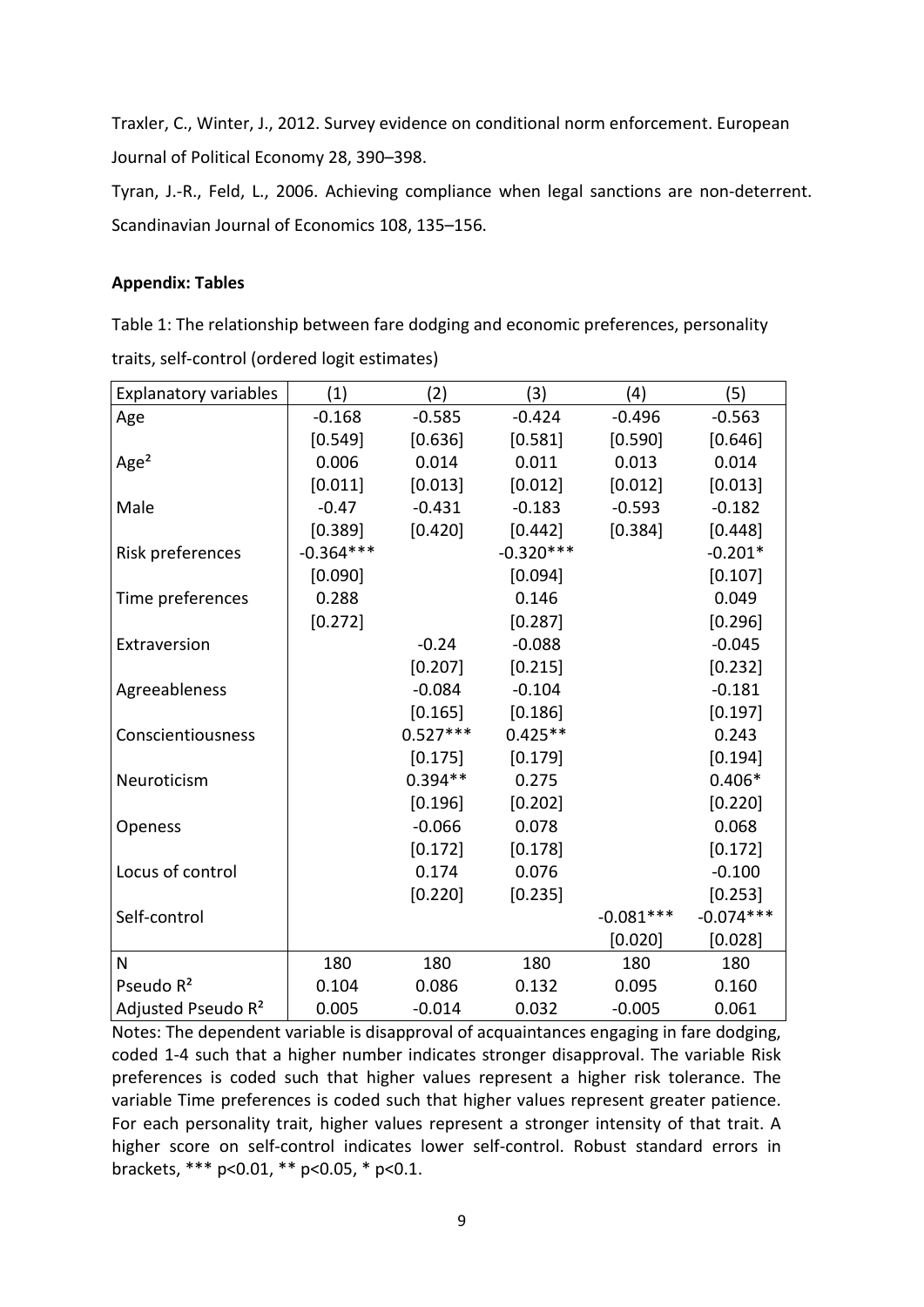Traxler, C., Winter, J., 2012. Survey evidence on conditional norm enforcement. European Journal of Political Economy 28, 390–398.

Tyran, J.-R., Feld, L., 2006. Achieving compliance when legal sanctions are non-deterrent. Scandinavian Journal of Economics 108, 135–156.

**Appendix: Tables**

Table 1: The relationship between fare dodging and economic preferences, personality traits, self-control (ordered logit estimates)

| Explanatory variables | (1) | (2) | (3) | (4) | (5) |
|---|---|---|---|---|---|
| Age | -0.168 | -0.585 | -0.424 | -0.496 | -0.563 |
| | [0.549] | [0.636] | [0.581] | [0.590] | [0.646] |
| Age² | 0.006 | 0.014 | 0.011 | 0.013 | 0.014 |
| | [0.011] | [0.013] | [0.012] | [0.012] | [0.013] |
| Male | -0.47 | -0.431 | -0.183 | -0.593 | -0.182 |
| | [0.389] | [0.420] | [0.442] | [0.384] | [0.448] |
| Risk preferences | -0.364*** | | -0.320*** | | -0.201* |
| | [0.090] | | [0.094] | | [0.107] |
| Time preferences | 0.288 | | 0.146 | | 0.049 |
| | [0.272] | | [0.287] | | [0.296] |
| Extraversion | | -0.24 | -0.088 | | -0.045 |
| | | [0.207] | [0.215] | | [0.232] |
| Agreeableness | | -0.084 | -0.104 | | -0.181 |
| | | [0.165] | [0.186] | | [0.197] |
| Conscientiousness | | 0.527*** | 0.425** | | 0.243 |
| | | [0.175] | [0.179] | | [0.194] |
| Neuroticism | | 0.394** | 0.275 | | 0.406* |
| | | [0.196] | [0.202] | | [0.220] |
| Openess | | -0.066 | 0.078 | | 0.068 |
| | | [0.172] | [0.178] | | [0.172] |
| Locus of control | | 0.174 | 0.076 | | -0.100 |
| | | [0.220] | [0.235] | | [0.253] |
| Self-control | | | | -0.081*** | -0.074*** |
| | | | | [0.020] | [0.028] |
| N | 180 | 180 | 180 | 180 | 180 |
| Pseudo $R^2$ | 0.104 | 0.086 | 0.132 | 0.095 | 0.160 |
| Adjusted Pseudo $R^2$ | 0.005 | -0.014 | 0.032 | -0.005 | 0.061 |

Notes: The dependent variable is disapproval of acquaintances engaging in fare dodging, coded 1-4 such that a higher number indicates stronger disapproval. The variable Risk preferences is coded such that higher values represent a higher risk tolerance. The variable Time preferences is coded such that higher values represent greater patience. For each personality trait, higher values represent a stronger intensity of that trait. A higher score on self-control indicates lower self-control. Robust standard errors in brackets, *** p<0.01, ** p<0.05, * p<0.1.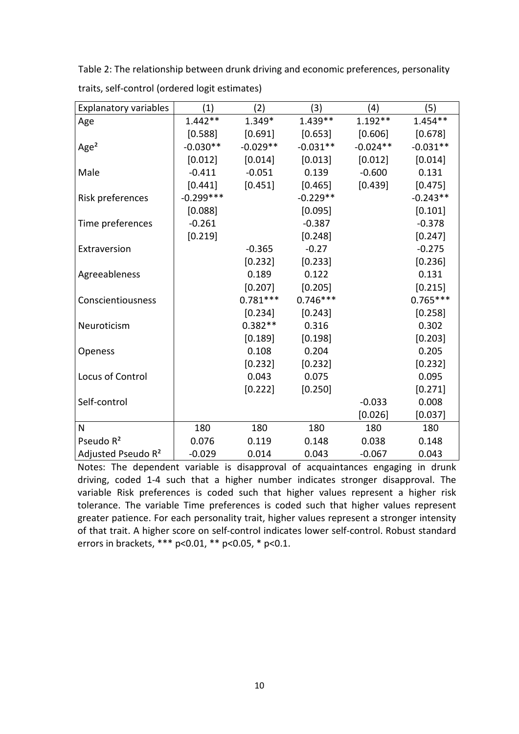Table 2: The relationship between drunk driving and economic preferences, personality traits, self-control (ordered logit estimates)

| Explanatory variables | (1) | (2) | (3) | (4) | (5) |
|---|---|---|---|---|---|
| Age | 1.442** | 1.349* | 1.439** | 1.192** | 1.454** |
| | [0.588] | [0.691] | [0.653] | [0.606] | [0.678] |
| Age² | -0.030** | -0.029** | -0.031** | -0.024** | -0.031** |
| | [0.012] | [0.014] | [0.013] | [0.012] | [0.014] |
| Male | -0.411 | -0.051 | 0.139 | -0.600 | 0.131 |
| | [0.441] | [0.451] | [0.465] | [0.439] | [0.475] |
| Risk preferences | -0.299*** | | -0.229** | | -0.243** |
| | [0.088] | | [0.095] | | [0.101] |
| Time preferences | -0.261 | | -0.387 | | -0.378 |
| | [0.219] | | [0.248] | | [0.247] |
| Extraversion | | -0.365 | -0.27 | | -0.275 |
| | | [0.232] | [0.233] | | [0.236] |
| Agreeableness | | 0.189 | 0.122 | | 0.131 |
| | | [0.207] | [0.205] | | [0.215] |
| Conscientiousness | | 0.781*** | 0.746*** | | 0.765*** |
| | | [0.234] | [0.243] | | [0.258] |
| Neuroticism | | 0.382** | 0.316 | | 0.302 |
| | | [0.189] | [0.198] | | [0.203] |
| Openess | | 0.108 | 0.204 | | 0.205 |
| | | [0.232] | [0.232] | | [0.232] |
| Locus of Control | | 0.043 | 0.075 | | 0.095 |
| | | [0.222] | [0.250] | | [0.271] |
| Self-control | | | | -0.033 | 0.008 |
| | | | | [0.026] | [0.037] |
| N | 180 | 180 | 180 | 180 | 180 |
| Pseudo R² | 0.076 | 0.119 | 0.148 | 0.038 | 0.148 |
| Adjusted Pseudo R² | -0.029 | 0.014 | 0.043 | -0.067 | 0.043 |

Notes: The dependent variable is disapproval of acquaintances engaging in drunk driving, coded 1-4 such that a higher number indicates stronger disapproval. The variable Risk preferences is coded such that higher values represent a higher risk tolerance. The variable Time preferences is coded such that higher values represent greater patience. For each personality trait, higher values represent a stronger intensity of that trait. A higher score on self-control indicates lower self-control. Robust standard errors in brackets, *** $p<0.01$, ** $p<0.05$, * $p<0.1$.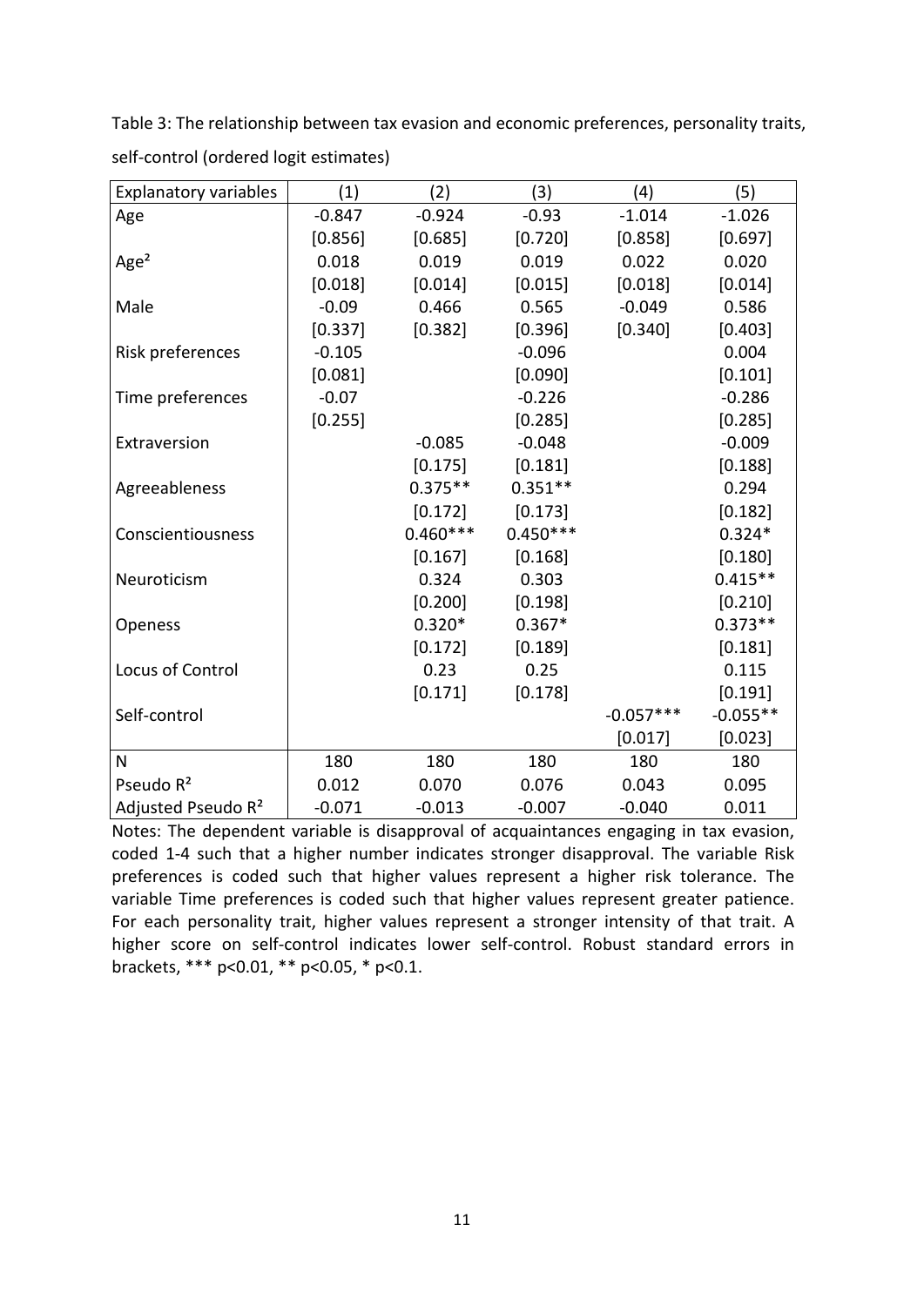Table 3: The relationship between tax evasion and economic preferences, personality traits, self-control (ordered logit estimates)

| Explanatory variables | (1) | (2) | (3) | (4) | (5) |
|---|---|---|---|---|---|
| Age | -0.847 | -0.924 | -0.93 | -1.014 | -1.026 |
| | [0.856] | [0.685] | [0.720] | [0.858] | [0.697] |
| Age² | 0.018 | 0.019 | 0.019 | 0.022 | 0.020 |
| | [0.018] | [0.014] | [0.015] | [0.018] | [0.014] |
| Male | -0.09 | 0.466 | 0.565 | -0.049 | 0.586 |
| | [0.337] | [0.382] | [0.396] | [0.340] | [0.403] |
| Risk preferences | -0.105 | | -0.096 | | 0.004 |
| | [0.081] | | [0.090] | | [0.101] |
| Time preferences | -0.07 | | -0.226 | | -0.286 |
| | [0.255] | | [0.285] | | [0.285] |
| Extraversion | | -0.085 | -0.048 | | -0.009 |
| | | [0.175] | [0.181] | | [0.188] |
| Agreeableness | | 0.375** | 0.351** | | 0.294 |
| | | [0.172] | [0.173] | | [0.182] |
| Conscientiousness | | 0.460*** | 0.450*** | | 0.324* |
| | | [0.167] | [0.168] | | [0.180] |
| Neuroticism | | 0.324 | 0.303 | | 0.415** |
| | | [0.200] | [0.198] | | [0.210] |
| Openess | | 0.320* | 0.367* | | 0.373** |
| | | [0.172] | [0.189] | | [0.181] |
| Locus of Control | | 0.23 | 0.25 | | 0.115 |
| | | [0.171] | [0.178] | | [0.191] |
| Self-control | | | | -0.057*** | -0.055** |
| | | | | [0.017] | [0.023] |
| N | 180 | 180 | 180 | 180 | 180 |
| Pseudo R² | 0.012 | 0.070 | 0.076 | 0.043 | 0.095 |
| Adjusted Pseudo R² | -0.071 | -0.013 | -0.007 | -0.040 | 0.011 |

Notes: The dependent variable is disapproval of acquaintances engaging in tax evasion, coded 1-4 such that a higher number indicates stronger disapproval. The variable Risk preferences is coded such that higher values represent a higher risk tolerance. The variable Time preferences is coded such that higher values represent greater patience. For each personality trait, higher values represent a stronger intensity of that trait. A higher score on self-control indicates lower self-control. Robust standard errors in brackets, *** p<0.01, ** p<0.05, * p<0.1.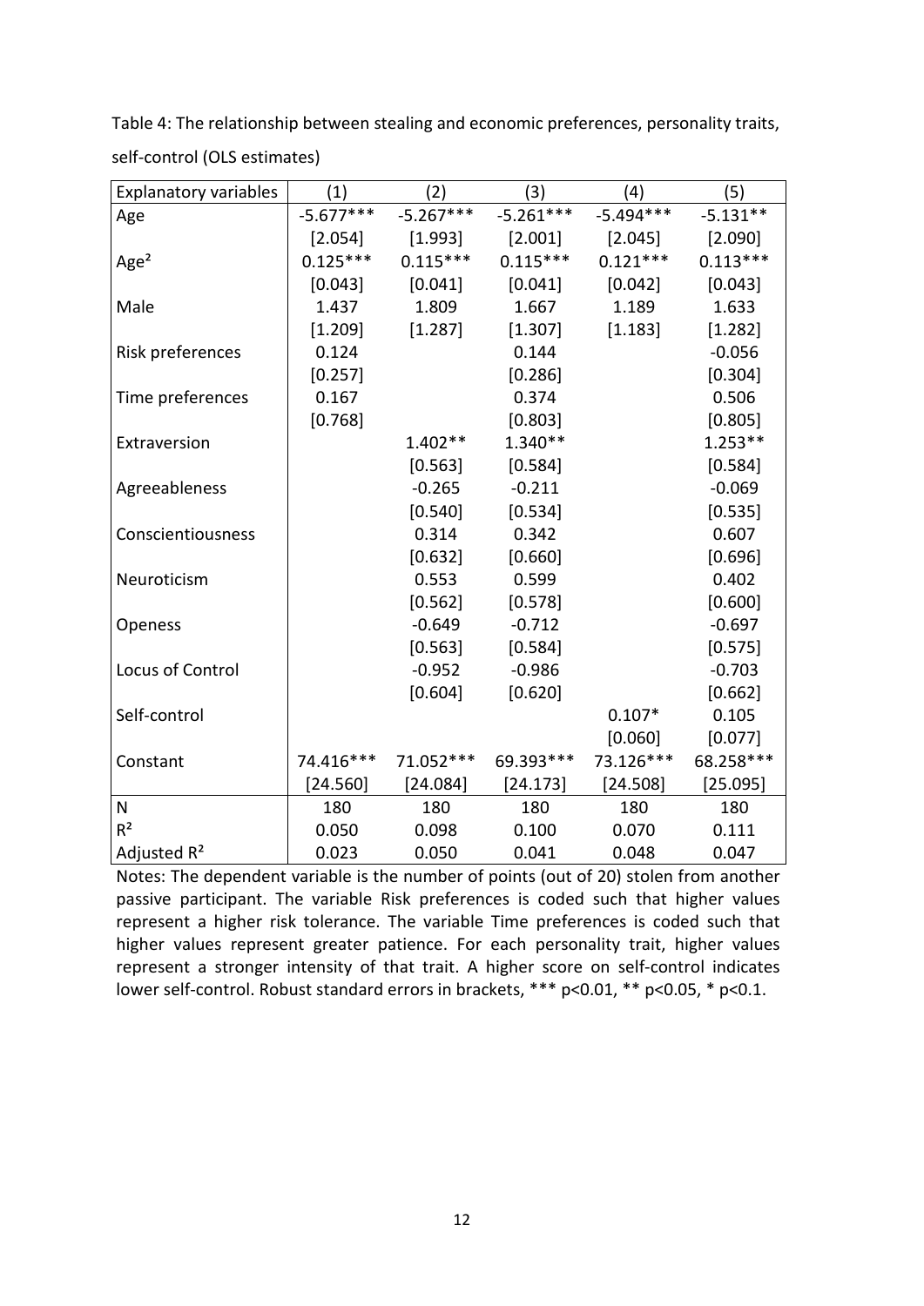Table 4: The relationship between stealing and economic preferences, personality traits, self-control (OLS estimates)

| Explanatory variables | (1) | (2) | (3) | (4) | (5) |
|---|---|---|---|---|---|
| Age | -5.677*** | -5.267*** | -5.261*** | -5.494*** | -5.131** |
| | [2.054] | [1.993] | [2.001] | [2.045] | [2.090] |
| $Age^2$ | 0.125*** | 0.115*** | 0.115*** | 0.121*** | 0.113*** |
| | [0.043] | [0.041] | [0.041] | [0.042] | [0.043] |
| Male | 1.437 | 1.809 | 1.667 | 1.189 | 1.633 |
| | [1.209] | [1.287] | [1.307] | [1.183] | [1.282] |
| Risk preferences | 0.124 | | 0.144 | | -0.056 |
| | [0.257] | | [0.286] | | [0.304] |
| Time preferences | 0.167 | | 0.374 | | 0.506 |
| | [0.768] | | [0.803] | | [0.805] |
| Extraversion | | 1.402** | 1.340** | | 1.253** |
| | | [0.563] | [0.584] | | [0.584] |
| Agreeableness | | -0.265 | -0.211 | | -0.069 |
| | | [0.540] | [0.534] | | [0.535] |
| Conscientiousness | | 0.314 | 0.342 | | 0.607 |
| | | [0.632] | [0.660] | | [0.696] |
| Neuroticism | | 0.553 | 0.599 | | 0.402 |
| | | [0.562] | [0.578] | | [0.600] |
| Openess | | -0.649 | -0.712 | | -0.697 |
| | | [0.563] | [0.584] | | [0.575] |
| Locus of Control | | -0.952 | -0.986 | | -0.703 |
| | | [0.604] | [0.620] | | [0.662] |
| Self-control | | | | 0.107* | 0.105 |
| | | | | [0.060] | [0.077] |
| Constant | 74.416*** | 71.052*** | 69.393*** | 73.126*** | 68.258*** |
| | [24.560] | [24.084] | [24.173] | [24.508] | [25.095] |
| N | 180 | 180 | 180 | 180 | 180 |
| $R^2$ | 0.050 | 0.098 | 0.100 | 0.070 | 0.111 |
| Adjusted $R^2$ | 0.023 | 0.050 | 0.041 | 0.048 | 0.047 |

Notes: The dependent variable is the number of points (out of 20) stolen from another passive participant. The variable Risk preferences is coded such that higher values represent a higher risk tolerance. The variable Time preferences is coded such that higher values represent greater patience. For each personality trait, higher values represent a stronger intensity of that trait. A higher score on self-control indicates lower self-control. Robust standard errors in brackets, *** p<0.01, ** p<0.05, * p<0.1.